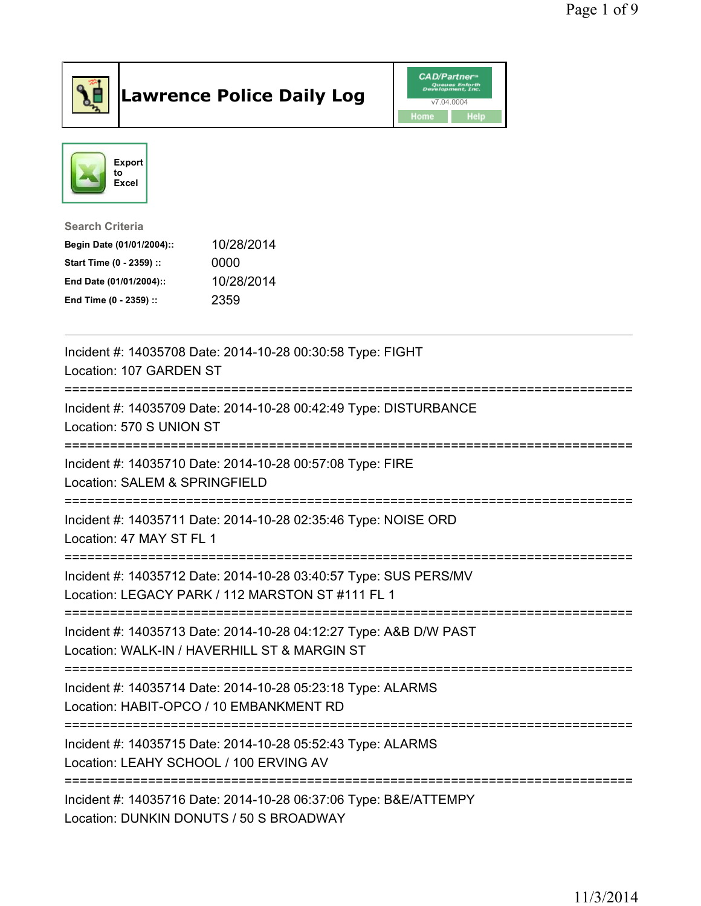# Lawrence Police Daily Log

CAD/Partner v7.04.0004

Home Help

Export to Excel

**Search Criteria**

| | |
|---|---|
| **Begin Date (01/01/2004)::** | 10/28/2014 |
| **Start Time (0 - 2359) ::** | 0000 |
| **End Date (01/01/2004)::** | 10/28/2014 |
| **End Time (0 - 2359) ::** | 2359 |

---

Incident #: 14035708 Date: 2014-10-28 00:30:58 Type: FIGHT
Location: 107 GARDEN ST

===========================================================================

Incident #: 14035709 Date: 2014-10-28 00:42:49 Type: DISTURBANCE
Location: 570 S UNION ST

===========================================================================

Incident #: 14035710 Date: 2014-10-28 00:57:08 Type: FIRE
Location: SALEM & SPRINGFIELD

===========================================================================

Incident #: 14035711 Date: 2014-10-28 02:35:46 Type: NOISE ORD
Location: 47 MAY ST FL 1

===========================================================================

Incident #: 14035712 Date: 2014-10-28 03:40:57 Type: SUS PERS/MV
Location: LEGACY PARK / 112 MARSTON ST #111 FL 1

===========================================================================

Incident #: 14035713 Date: 2014-10-28 04:12:27 Type: A&B D/W PAST
Location: WALK-IN / HAVERHILL ST & MARGIN ST

===========================================================================

Incident #: 14035714 Date: 2014-10-28 05:23:18 Type: ALARMS
Location: HABIT-OPCO / 10 EMBANKMENT RD

===========================================================================

Incident #: 14035715 Date: 2014-10-28 05:52:43 Type: ALARMS
Location: LEAHY SCHOOL / 100 ERVING AV

===========================================================================

Incident #: 14035716 Date: 2014-10-28 06:37:06 Type: B&E/ATTEMPY
Location: DUNKIN DONUTS / 50 S BROADWAY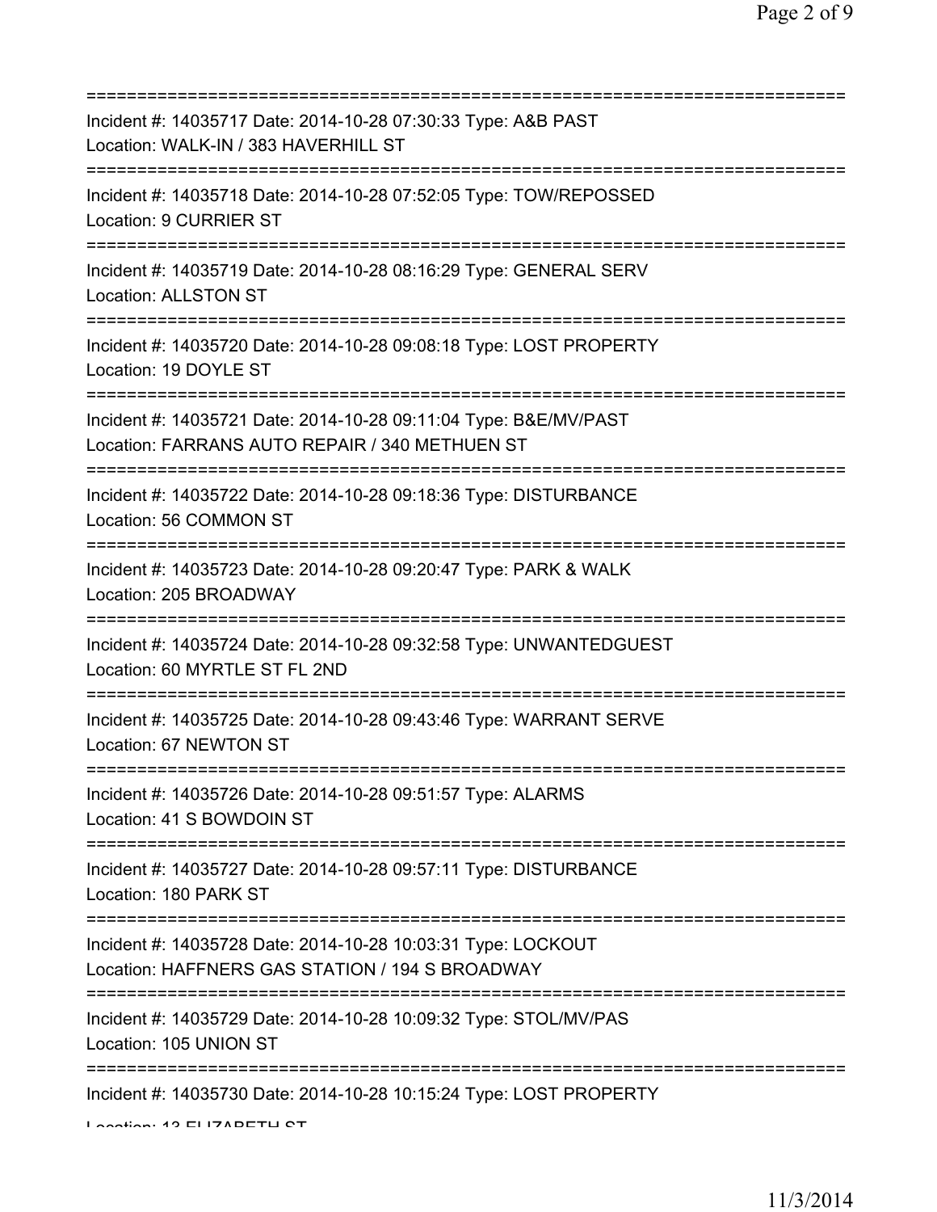===========================================================================

Incident #: 14035717 Date: 2014-10-28 07:30:33 Type: A&B PAST
Location: WALK-IN / 383 HAVERHILL ST

===========================================================================

Incident #: 14035718 Date: 2014-10-28 07:52:05 Type: TOW/REPOSSED
Location: 9 CURRIER ST

===========================================================================

Incident #: 14035719 Date: 2014-10-28 08:16:29 Type: GENERAL SERV
Location: ALLSTON ST

===========================================================================

Incident #: 14035720 Date: 2014-10-28 09:08:18 Type: LOST PROPERTY
Location: 19 DOYLE ST

===========================================================================

Incident #: 14035721 Date: 2014-10-28 09:11:04 Type: B&E/MV/PAST
Location: FARRANS AUTO REPAIR / 340 METHUEN ST

===========================================================================

Incident #: 14035722 Date: 2014-10-28 09:18:36 Type: DISTURBANCE
Location: 56 COMMON ST

===========================================================================

Incident #: 14035723 Date: 2014-10-28 09:20:47 Type: PARK & WALK
Location: 205 BROADWAY

===========================================================================

Incident #: 14035724 Date: 2014-10-28 09:32:58 Type: UNWANTEDGUEST
Location: 60 MYRTLE ST FL 2ND

===========================================================================

Incident #: 14035725 Date: 2014-10-28 09:43:46 Type: WARRANT SERVE
Location: 67 NEWTON ST

===========================================================================

Incident #: 14035726 Date: 2014-10-28 09:51:57 Type: ALARMS
Location: 41 S BOWDOIN ST

===========================================================================

Incident #: 14035727 Date: 2014-10-28 09:57:11 Type: DISTURBANCE
Location: 180 PARK ST

===========================================================================

Incident #: 14035728 Date: 2014-10-28 10:03:31 Type: LOCKOUT
Location: HAFFNERS GAS STATION / 194 S BROADWAY

===========================================================================

Incident #: 14035729 Date: 2014-10-28 10:09:32 Type: STOL/MV/PAS
Location: 105 UNION ST

===========================================================================

Incident #: 14035730 Date: 2014-10-28 10:15:24 Type: LOST PROPERTY
Location: 13 ELIZABETH ST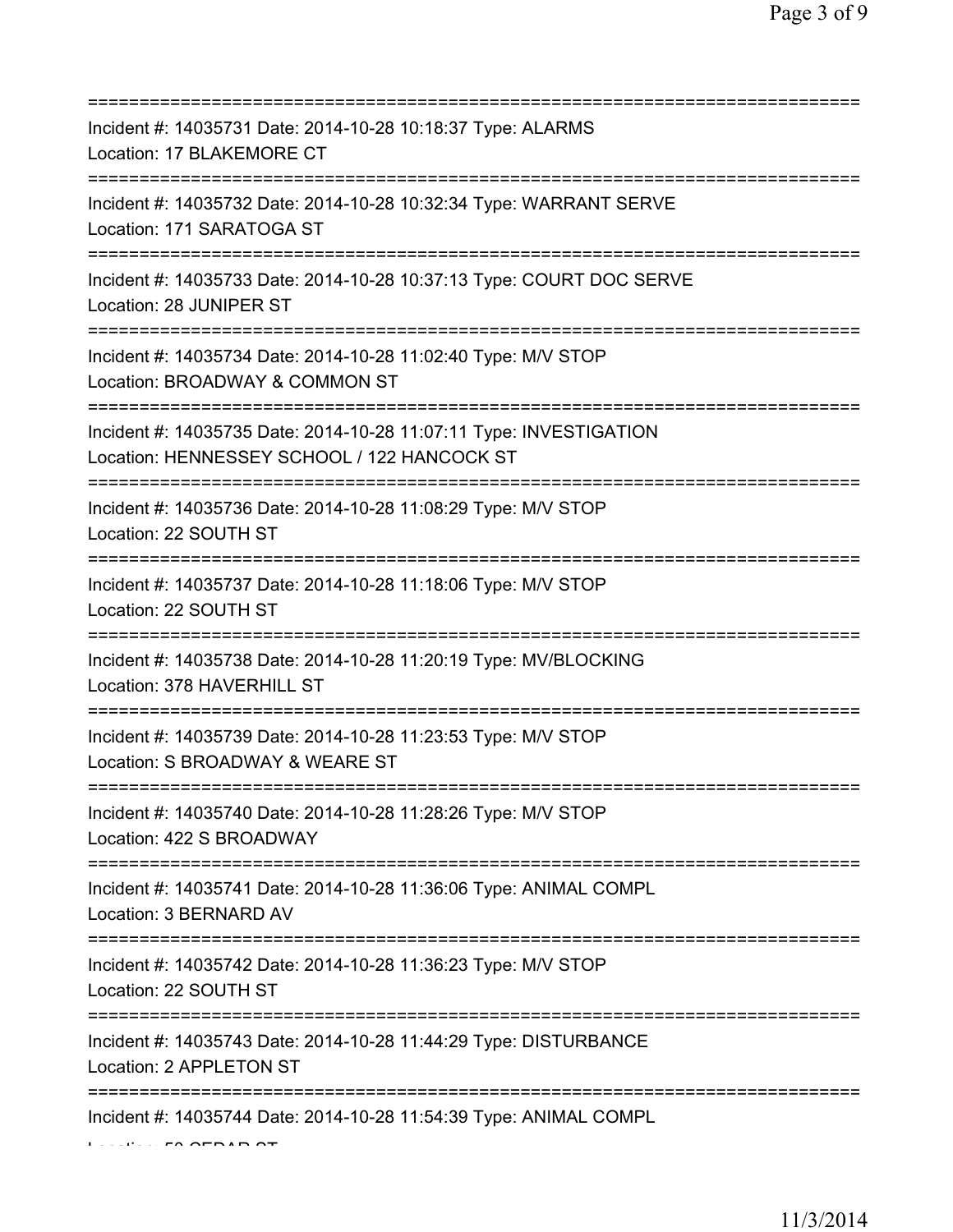===========================================================================

Incident #: 14035731 Date: 2014-10-28 10:18:37 Type: ALARMS
Location: 17 BLAKEMORE CT

===========================================================================

Incident #: 14035732 Date: 2014-10-28 10:32:34 Type: WARRANT SERVE
Location: 171 SARATOGA ST

===========================================================================

Incident #: 14035733 Date: 2014-10-28 10:37:13 Type: COURT DOC SERVE
Location: 28 JUNIPER ST

===========================================================================

Incident #: 14035734 Date: 2014-10-28 11:02:40 Type: M/V STOP
Location: BROADWAY & COMMON ST

===========================================================================

Incident #: 14035735 Date: 2014-10-28 11:07:11 Type: INVESTIGATION
Location: HENNESSEY SCHOOL / 122 HANCOCK ST

===========================================================================

Incident #: 14035736 Date: 2014-10-28 11:08:29 Type: M/V STOP
Location: 22 SOUTH ST

===========================================================================

Incident #: 14035737 Date: 2014-10-28 11:18:06 Type: M/V STOP
Location: 22 SOUTH ST

===========================================================================

Incident #: 14035738 Date: 2014-10-28 11:20:19 Type: MV/BLOCKING
Location: 378 HAVERHILL ST

===========================================================================

Incident #: 14035739 Date: 2014-10-28 11:23:53 Type: M/V STOP
Location: S BROADWAY & WEARE ST

===========================================================================

Incident #: 14035740 Date: 2014-10-28 11:28:26 Type: M/V STOP
Location: 422 S BROADWAY

===========================================================================

Incident #: 14035741 Date: 2014-10-28 11:36:06 Type: ANIMAL COMPL
Location: 3 BERNARD AV

===========================================================================

Incident #: 14035742 Date: 2014-10-28 11:36:23 Type: M/V STOP
Location: 22 SOUTH ST

===========================================================================

Incident #: 14035743 Date: 2014-10-28 11:44:29 Type: DISTURBANCE
Location: 2 APPLETON ST

===========================================================================

Incident #: 14035744 Date: 2014-10-28 11:54:39 Type: ANIMAL COMPL
Location: 50 CEDAR ST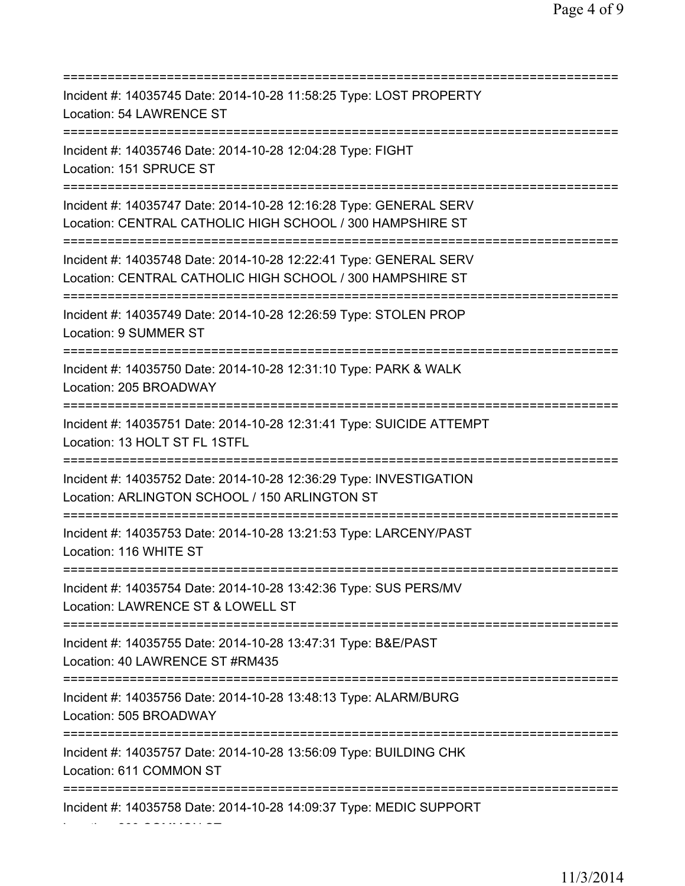===========================================================================
Incident #: 14035745 Date: 2014-10-28 11:58:25 Type: LOST PROPERTY
Location: 54 LAWRENCE ST
===========================================================================
Incident #: 14035746 Date: 2014-10-28 12:04:28 Type: FIGHT
Location: 151 SPRUCE ST
===========================================================================
Incident #: 14035747 Date: 2014-10-28 12:16:28 Type: GENERAL SERV
Location: CENTRAL CATHOLIC HIGH SCHOOL / 300 HAMPSHIRE ST
===========================================================================
Incident #: 14035748 Date: 2014-10-28 12:22:41 Type: GENERAL SERV
Location: CENTRAL CATHOLIC HIGH SCHOOL / 300 HAMPSHIRE ST
===========================================================================
Incident #: 14035749 Date: 2014-10-28 12:26:59 Type: STOLEN PROP
Location: 9 SUMMER ST
===========================================================================
Incident #: 14035750 Date: 2014-10-28 12:31:10 Type: PARK & WALK
Location: 205 BROADWAY
===========================================================================
Incident #: 14035751 Date: 2014-10-28 12:31:41 Type: SUICIDE ATTEMPT
Location: 13 HOLT ST FL 1STFL
===========================================================================
Incident #: 14035752 Date: 2014-10-28 12:36:29 Type: INVESTIGATION
Location: ARLINGTON SCHOOL / 150 ARLINGTON ST
===========================================================================
Incident #: 14035753 Date: 2014-10-28 13:21:53 Type: LARCENY/PAST
Location: 116 WHITE ST
===========================================================================
Incident #: 14035754 Date: 2014-10-28 13:42:36 Type: SUS PERS/MV
Location: LAWRENCE ST & LOWELL ST
===========================================================================
Incident #: 14035755 Date: 2014-10-28 13:47:31 Type: B&E/PAST
Location: 40 LAWRENCE ST #RM435
===========================================================================
Incident #: 14035756 Date: 2014-10-28 13:48:13 Type: ALARM/BURG
Location: 505 BROADWAY
===========================================================================
Incident #: 14035757 Date: 2014-10-28 13:56:09 Type: BUILDING CHK
Location: 611 COMMON ST
===========================================================================
Incident #: 14035758 Date: 2014-10-28 14:09:37 Type: MEDIC SUPPORT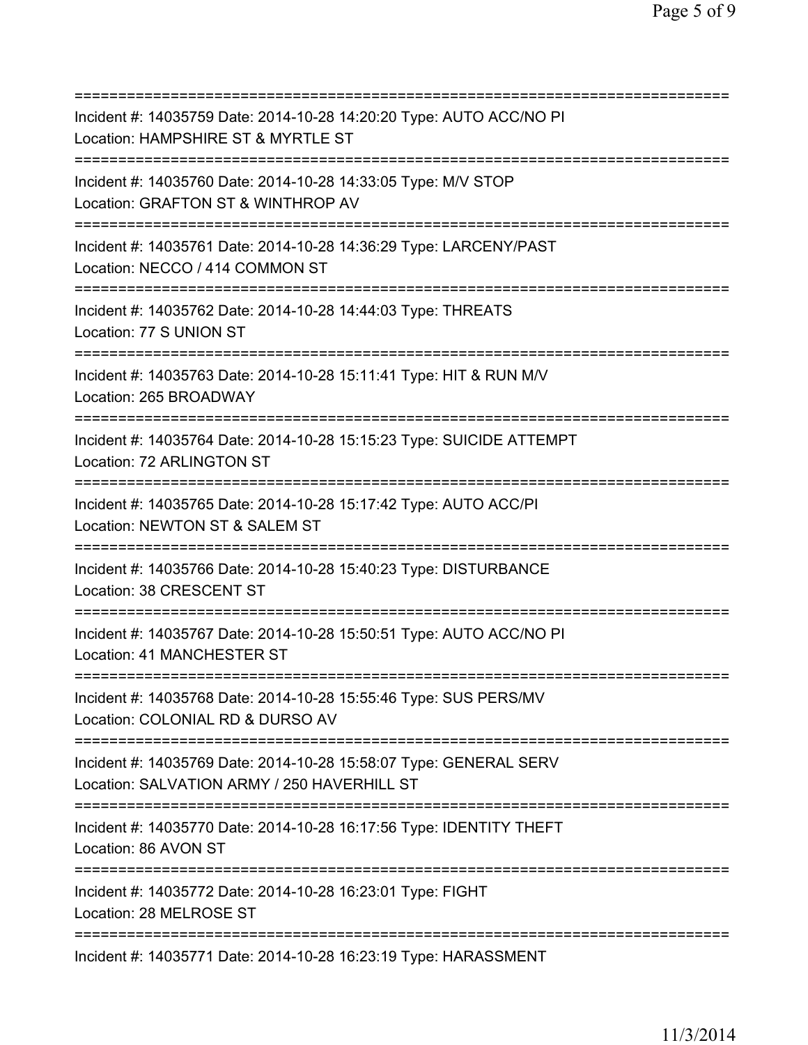===========================================================================
Incident #: 14035759 Date: 2014-10-28 14:20:20 Type: AUTO ACC/NO PI
Location: HAMPSHIRE ST & MYRTLE ST
===========================================================================
Incident #: 14035760 Date: 2014-10-28 14:33:05 Type: M/V STOP
Location: GRAFTON ST & WINTHROP AV
===========================================================================
Incident #: 14035761 Date: 2014-10-28 14:36:29 Type: LARCENY/PAST
Location: NECCO / 414 COMMON ST
===========================================================================
Incident #: 14035762 Date: 2014-10-28 14:44:03 Type: THREATS
Location: 77 S UNION ST
===========================================================================
Incident #: 14035763 Date: 2014-10-28 15:11:41 Type: HIT & RUN M/V
Location: 265 BROADWAY
===========================================================================
Incident #: 14035764 Date: 2014-10-28 15:15:23 Type: SUICIDE ATTEMPT
Location: 72 ARLINGTON ST
===========================================================================
Incident #: 14035765 Date: 2014-10-28 15:17:42 Type: AUTO ACC/PI
Location: NEWTON ST & SALEM ST
===========================================================================
Incident #: 14035766 Date: 2014-10-28 15:40:23 Type: DISTURBANCE
Location: 38 CRESCENT ST
===========================================================================
Incident #: 14035767 Date: 2014-10-28 15:50:51 Type: AUTO ACC/NO PI
Location: 41 MANCHESTER ST
===========================================================================
Incident #: 14035768 Date: 2014-10-28 15:55:46 Type: SUS PERS/MV
Location: COLONIAL RD & DURSO AV
===========================================================================
Incident #: 14035769 Date: 2014-10-28 15:58:07 Type: GENERAL SERV
Location: SALVATION ARMY / 250 HAVERHILL ST
===========================================================================
Incident #: 14035770 Date: 2014-10-28 16:17:56 Type: IDENTITY THEFT
Location: 86 AVON ST
===========================================================================
Incident #: 14035772 Date: 2014-10-28 16:23:01 Type: FIGHT
Location: 28 MELROSE ST
===========================================================================
Incident #: 14035771 Date: 2014-10-28 16:23:19 Type: HARASSMENT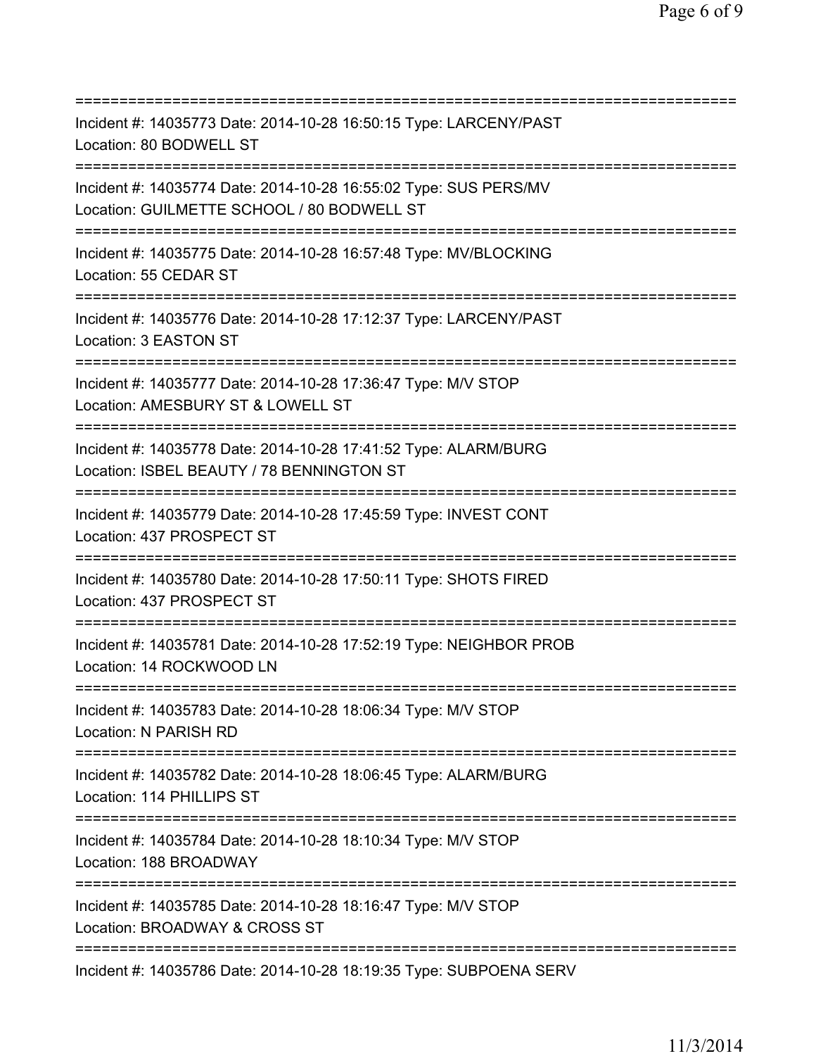===========================================================================
Incident #: 14035773 Date: 2014-10-28 16:50:15 Type: LARCENY/PAST
Location: 80 BODWELL ST
===========================================================================
Incident #: 14035774 Date: 2014-10-28 16:55:02 Type: SUS PERS/MV
Location: GUILMETTE SCHOOL / 80 BODWELL ST
===========================================================================
Incident #: 14035775 Date: 2014-10-28 16:57:48 Type: MV/BLOCKING
Location: 55 CEDAR ST
===========================================================================
Incident #: 14035776 Date: 2014-10-28 17:12:37 Type: LARCENY/PAST
Location: 3 EASTON ST
===========================================================================
Incident #: 14035777 Date: 2014-10-28 17:36:47 Type: M/V STOP
Location: AMESBURY ST & LOWELL ST
===========================================================================
Incident #: 14035778 Date: 2014-10-28 17:41:52 Type: ALARM/BURG
Location: ISBEL BEAUTY / 78 BENNINGTON ST
===========================================================================
Incident #: 14035779 Date: 2014-10-28 17:45:59 Type: INVEST CONT
Location: 437 PROSPECT ST
===========================================================================
Incident #: 14035780 Date: 2014-10-28 17:50:11 Type: SHOTS FIRED
Location: 437 PROSPECT ST
===========================================================================
Incident #: 14035781 Date: 2014-10-28 17:52:19 Type: NEIGHBOR PROB
Location: 14 ROCKWOOD LN
===========================================================================
Incident #: 14035783 Date: 2014-10-28 18:06:34 Type: M/V STOP
Location: N PARISH RD
===========================================================================
Incident #: 14035782 Date: 2014-10-28 18:06:45 Type: ALARM/BURG
Location: 114 PHILLIPS ST
===========================================================================
Incident #: 14035784 Date: 2014-10-28 18:10:34 Type: M/V STOP
Location: 188 BROADWAY
===========================================================================
Incident #: 14035785 Date: 2014-10-28 18:16:47 Type: M/V STOP
Location: BROADWAY & CROSS ST
===========================================================================
Incident #: 14035786 Date: 2014-10-28 18:19:35 Type: SUBPOENA SERV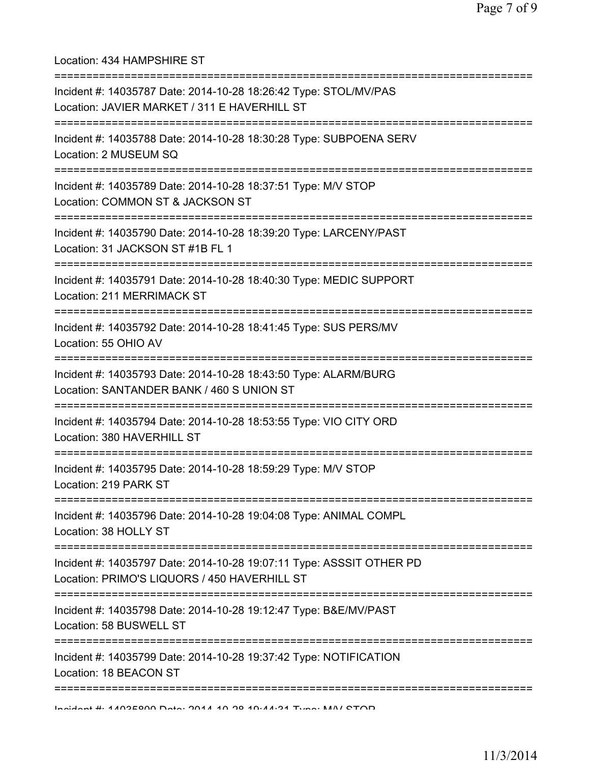Location: 434 HAMPSHIRE ST

===========================================================================

Incident #: 14035787 Date: 2014-10-28 18:26:42 Type: STOL/MV/PAS
Location: JAVIER MARKET / 311 E HAVERHILL ST

===========================================================================

Incident #: 14035788 Date: 2014-10-28 18:30:28 Type: SUBPOENA SERV
Location: 2 MUSEUM SQ

===========================================================================

Incident #: 14035789 Date: 2014-10-28 18:37:51 Type: M/V STOP
Location: COMMON ST & JACKSON ST

===========================================================================

Incident #: 14035790 Date: 2014-10-28 18:39:20 Type: LARCENY/PAST
Location: 31 JACKSON ST #1B FL 1

===========================================================================

Incident #: 14035791 Date: 2014-10-28 18:40:30 Type: MEDIC SUPPORT
Location: 211 MERRIMACK ST

===========================================================================

Incident #: 14035792 Date: 2014-10-28 18:41:45 Type: SUS PERS/MV
Location: 55 OHIO AV

===========================================================================

Incident #: 14035793 Date: 2014-10-28 18:43:50 Type: ALARM/BURG
Location: SANTANDER BANK / 460 S UNION ST

===========================================================================

Incident #: 14035794 Date: 2014-10-28 18:53:55 Type: VIO CITY ORD
Location: 380 HAVERHILL ST

===========================================================================

Incident #: 14035795 Date: 2014-10-28 18:59:29 Type: M/V STOP
Location: 219 PARK ST

===========================================================================

Incident #: 14035796 Date: 2014-10-28 19:04:08 Type: ANIMAL COMPL
Location: 38 HOLLY ST

===========================================================================

Incident #: 14035797 Date: 2014-10-28 19:07:11 Type: ASSSIT OTHER PD
Location: PRIMO'S LIQUORS / 450 HAVERHILL ST

===========================================================================

Incident #: 14035798 Date: 2014-10-28 19:12:47 Type: B&E/MV/PAST
Location: 58 BUSWELL ST

===========================================================================

Incident #: 14035799 Date: 2014-10-28 19:37:42 Type: NOTIFICATION
Location: 18 BEACON ST

===========================================================================

Incident #: 14035800 Date: 2014-10-28 19:44:31 Type: M/V STOP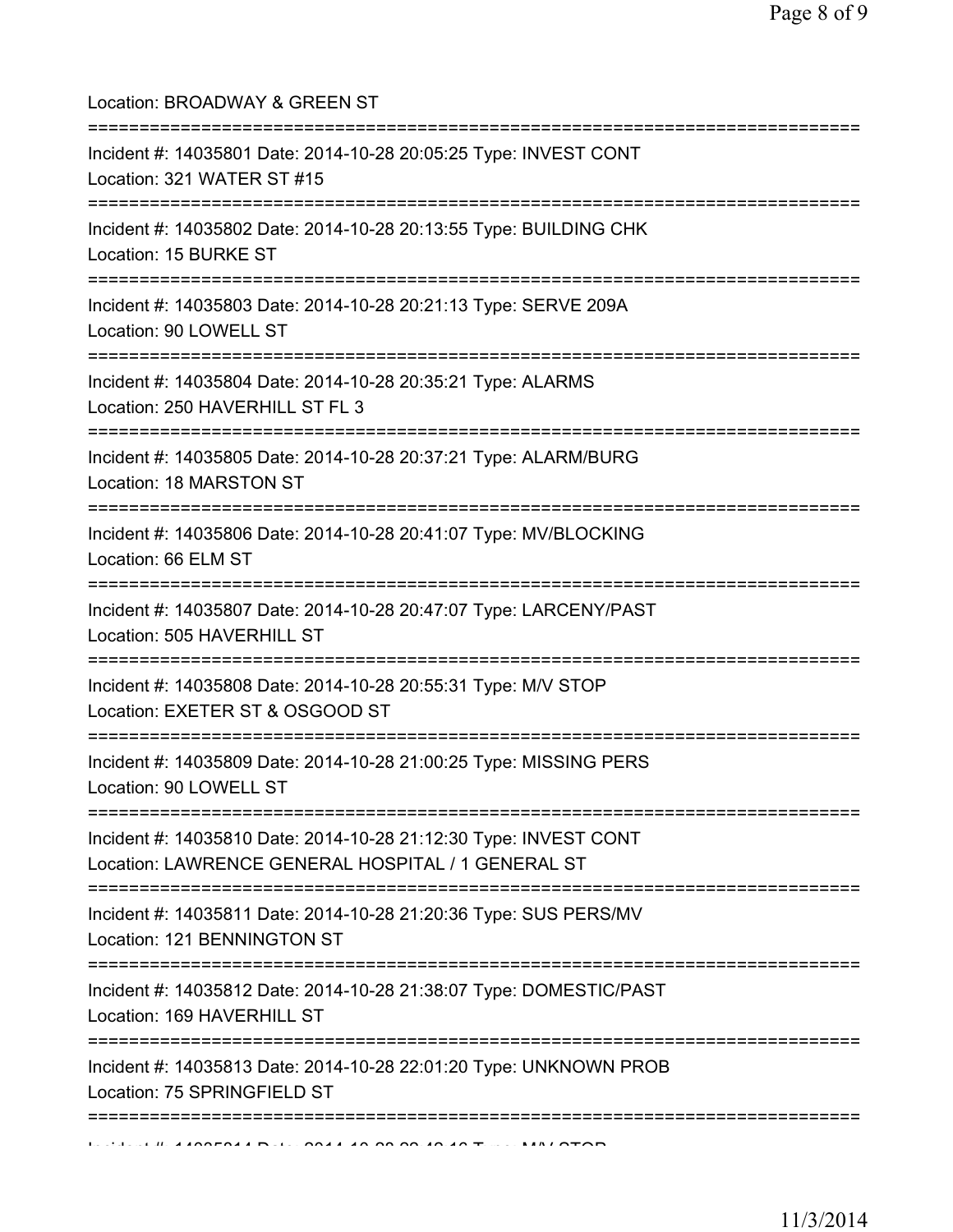Location: BROADWAY & GREEN ST

===========================================================================

Incident #: 14035801 Date: 2014-10-28 20:05:25 Type: INVEST CONT
Location: 321 WATER ST #15

===========================================================================

Incident #: 14035802 Date: 2014-10-28 20:13:55 Type: BUILDING CHK
Location: 15 BURKE ST

===========================================================================

Incident #: 14035803 Date: 2014-10-28 20:21:13 Type: SERVE 209A
Location: 90 LOWELL ST

===========================================================================

Incident #: 14035804 Date: 2014-10-28 20:35:21 Type: ALARMS
Location: 250 HAVERHILL ST FL 3

===========================================================================

Incident #: 14035805 Date: 2014-10-28 20:37:21 Type: ALARM/BURG
Location: 18 MARSTON ST

===========================================================================

Incident #: 14035806 Date: 2014-10-28 20:41:07 Type: MV/BLOCKING
Location: 66 ELM ST

===========================================================================

Incident #: 14035807 Date: 2014-10-28 20:47:07 Type: LARCENY/PAST
Location: 505 HAVERHILL ST

===========================================================================

Incident #: 14035808 Date: 2014-10-28 20:55:31 Type: M/V STOP
Location: EXETER ST & OSGOOD ST

===========================================================================

Incident #: 14035809 Date: 2014-10-28 21:00:25 Type: MISSING PERS
Location: 90 LOWELL ST

===========================================================================

Incident #: 14035810 Date: 2014-10-28 21:12:30 Type: INVEST CONT
Location: LAWRENCE GENERAL HOSPITAL / 1 GENERAL ST

===========================================================================

Incident #: 14035811 Date: 2014-10-28 21:20:36 Type: SUS PERS/MV
Location: 121 BENNINGTON ST

===========================================================================

Incident #: 14035812 Date: 2014-10-28 21:38:07 Type: DOMESTIC/PAST
Location: 169 HAVERHILL ST

===========================================================================

Incident #: 14035813 Date: 2014-10-28 22:01:20 Type: UNKNOWN PROB
Location: 75 SPRINGFIELD ST

===========================================================================

Incident #: 14035814 Date: 2014-10-28 22:48:16 Type: M/V STOP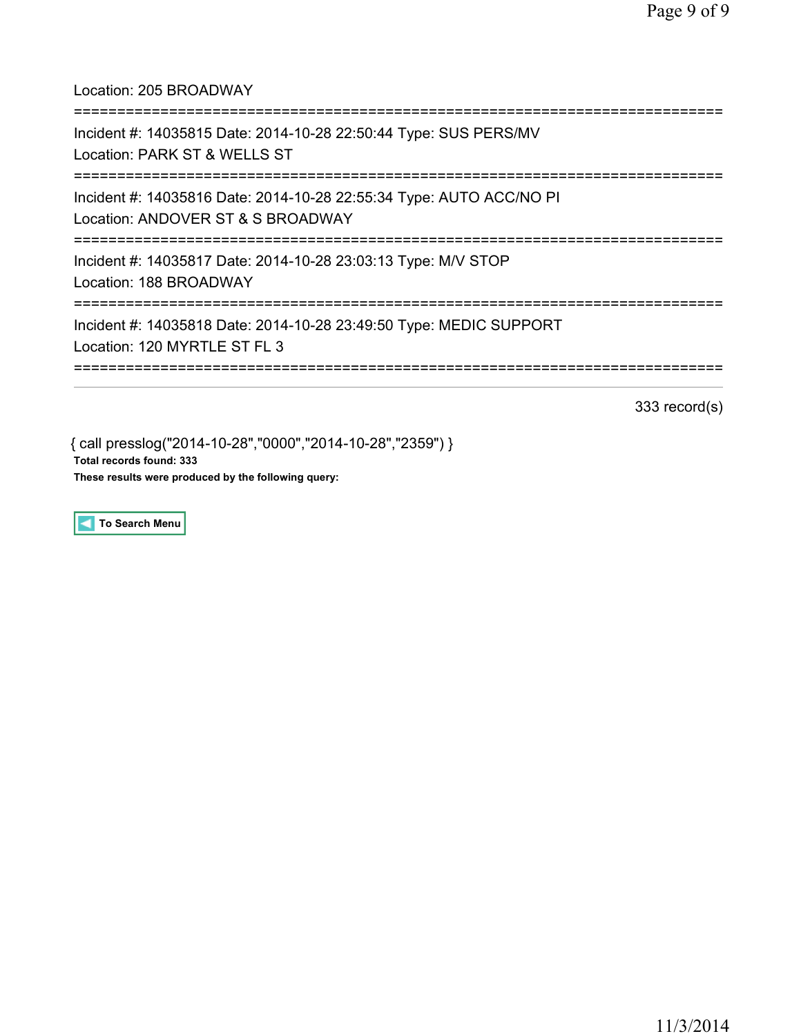Location: 205 BROADWAY

===========================================================================

Incident #: 14035815 Date: 2014-10-28 22:50:44 Type: SUS PERS/MV

Location: PARK ST & WELLS ST

===========================================================================

Incident #: 14035816 Date: 2014-10-28 22:55:34 Type: AUTO ACC/NO PI

Location: ANDOVER ST & S BROADWAY

===========================================================================

Incident #: 14035817 Date: 2014-10-28 23:03:13 Type: M/V STOP

Location: 188 BROADWAY

===========================================================================

Incident #: 14035818 Date: 2014-10-28 23:49:50 Type: MEDIC SUPPORT

Location: 120 MYRTLE ST FL 3

===========================================================================

---

333 record(s)

{ call presslog("2014-10-28","0000","2014-10-28","2359") }

**Total records found: 333**

**These results were produced by the following query:**

To Search Menu